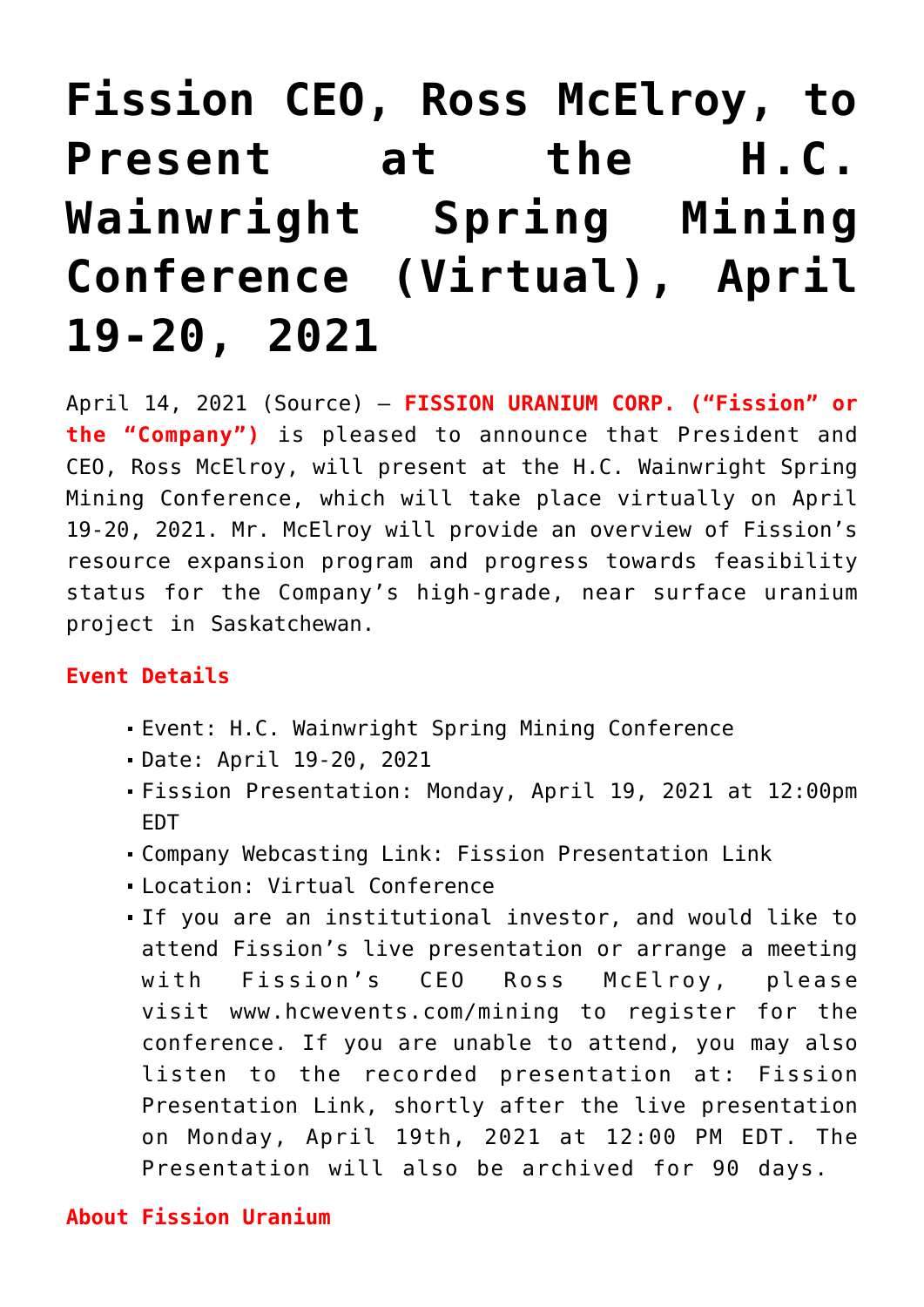# Fission CEO, Ross McElroy, to Present at the H.C. Wainwright Spring Mining Conference (Virtual), April 19-20, 2021

April 14, 2021 (Source) — **FISSION URANIUM CORP. ("Fission" or the "Company")** is pleased to announce that President and CEO, Ross McElroy, will present at the H.C. Wainwright Spring Mining Conference, which will take place virtually on April 19-20, 2021. Mr. McElroy will provide an overview of Fission's resource expansion program and progress towards feasibility status for the Company's high-grade, near surface uranium project in Saskatchewan.

**Event Details**

- Event: H.C. Wainwright Spring Mining Conference
- Date: April 19-20, 2021
- Fission Presentation: Monday, April 19, 2021 at 12:00pm EDT
- Company Webcasting Link: Fission Presentation Link
- Location: Virtual Conference
- If you are an institutional investor, and would like to attend Fission's live presentation or arrange a meeting with Fission's CEO Ross McElroy, please visit www.hcwevents.com/mining to register for the conference. If you are unable to attend, you may also listen to the recorded presentation at: Fission Presentation Link, shortly after the live presentation on Monday, April 19th, 2021 at 12:00 PM EDT. The Presentation will also be archived for 90 days.

**About Fission Uranium**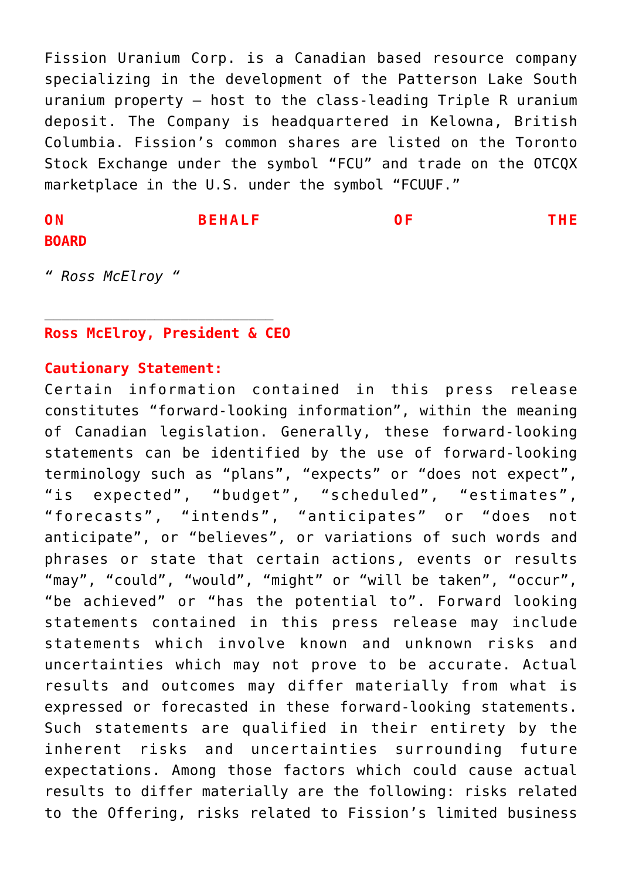Fission Uranium Corp. is a Canadian based resource company specializing in the development of the Patterson Lake South uranium property – host to the class-leading Triple R uranium deposit. The Company is headquartered in Kelowna, British Columbia. Fission's common shares are listed on the Toronto Stock Exchange under the symbol "FCU" and trade on the OTCQX marketplace in the U.S. under the symbol "FCUUF."

**ON BEHALF OF THE BOARD**

*" Ross McElroy "*

\_\_\_\_\_\_\_\_\_\_\_\_\_\_\_\_\_\_\_\_\_\_\_\_\_\_\_\_

**Ross McElroy, President & CEO**

**Cautionary Statement:**
Certain information contained in this press release constitutes "forward-looking information", within the meaning of Canadian legislation. Generally, these forward-looking statements can be identified by the use of forward-looking terminology such as "plans", "expects" or "does not expect", "is expected", "budget", "scheduled", "estimates", "forecasts", "intends", "anticipates" or "does not anticipate", or "believes", or variations of such words and phrases or state that certain actions, events or results "may", "could", "would", "might" or "will be taken", "occur", "be achieved" or "has the potential to". Forward looking statements contained in this press release may include statements which involve known and unknown risks and uncertainties which may not prove to be accurate. Actual results and outcomes may differ materially from what is expressed or forecasted in these forward-looking statements. Such statements are qualified in their entirety by the inherent risks and uncertainties surrounding future expectations. Among those factors which could cause actual results to differ materially are the following: risks related to the Offering, risks related to Fission's limited business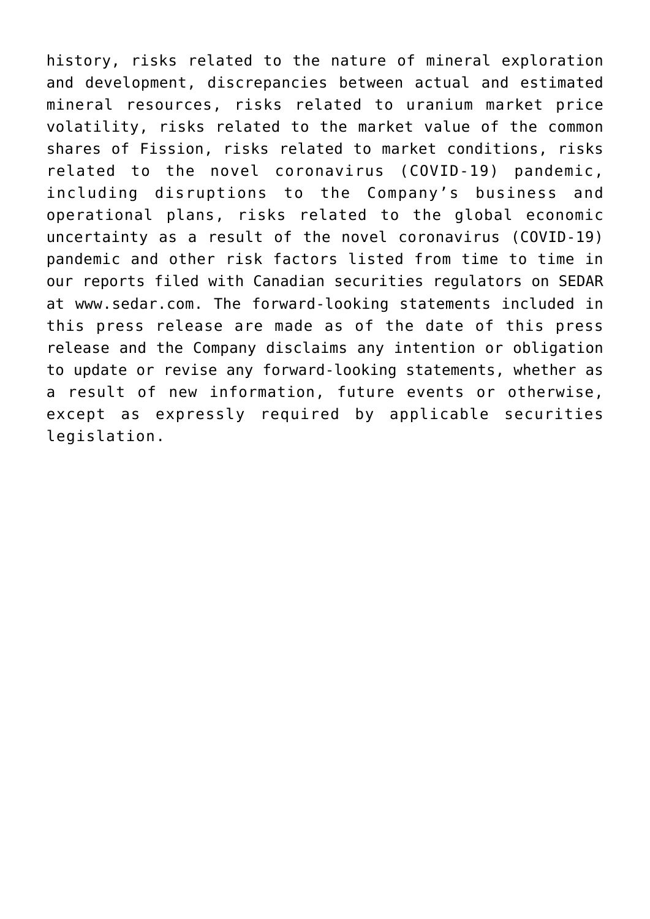history, risks related to the nature of mineral exploration and development, discrepancies between actual and estimated mineral resources, risks related to uranium market price volatility, risks related to the market value of the common shares of Fission, risks related to market conditions, risks related to the novel coronavirus (COVID-19) pandemic, including disruptions to the Company's business and operational plans, risks related to the global economic uncertainty as a result of the novel coronavirus (COVID-19) pandemic and other risk factors listed from time to time in our reports filed with Canadian securities regulators on SEDAR at www.sedar.com. The forward-looking statements included in this press release are made as of the date of this press release and the Company disclaims any intention or obligation to update or revise any forward-looking statements, whether as a result of new information, future events or otherwise, except as expressly required by applicable securities legislation.